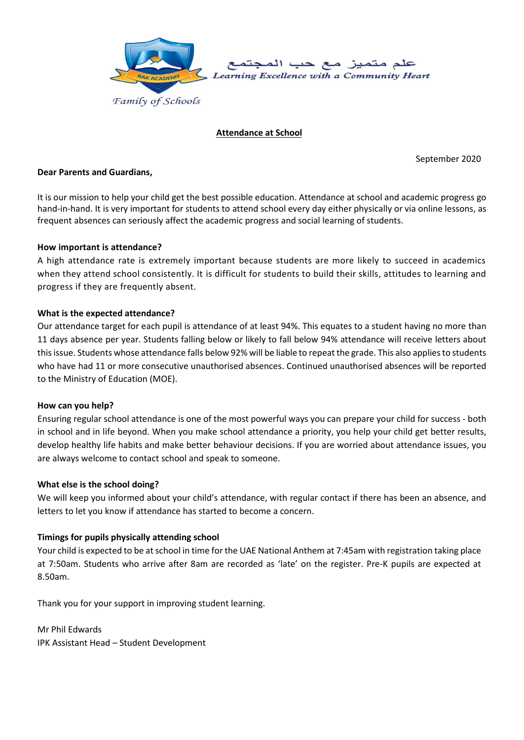علم متميز مع حب المجتمع
*Learning Excellence with a Community Heart*

RAK ACADEMY
*Family of Schools*

## Attendance at School

September 2020

**Dear Parents and Guardians,**

It is our mission to help your child get the best possible education. Attendance at school and academic progress go hand-in-hand. It is very important for students to attend school every day either physically or via online lessons, as frequent absences can seriously affect the academic progress and social learning of students.

**How important is attendance?**
A high attendance rate is extremely important because students are more likely to succeed in academics when they attend school consistently. It is difficult for students to build their skills, attitudes to learning and progress if they are frequently absent.

**What is the expected attendance?**
Our attendance target for each pupil is attendance of at least 94%. This equates to a student having no more than 11 days absence per year. Students falling below or likely to fall below 94% attendance will receive letters about this issue. Students whose attendance falls below 92% will be liable to repeat the grade. This also applies to students who have had 11 or more consecutive unauthorised absences. Continued unauthorised absences will be reported to the Ministry of Education (MOE).

**How can you help?**
Ensuring regular school attendance is one of the most powerful ways you can prepare your child for success - both in school and in life beyond. When you make school attendance a priority, you help your child get better results, develop healthy life habits and make better behaviour decisions. If you are worried about attendance issues, you are always welcome to contact school and speak to someone.

**What else is the school doing?**
We will keep you informed about your child's attendance, with regular contact if there has been an absence, and letters to let you know if attendance has started to become a concern.

**Timings for pupils physically attending school**
Your child is expected to be at school in time for the UAE National Anthem at 7:45am with registration taking place at 7:50am. Students who arrive after 8am are recorded as 'late' on the register. Pre-K pupils are expected at 8.50am.

Thank you for your support in improving student learning.

Mr Phil Edwards
IPK Assistant Head – Student Development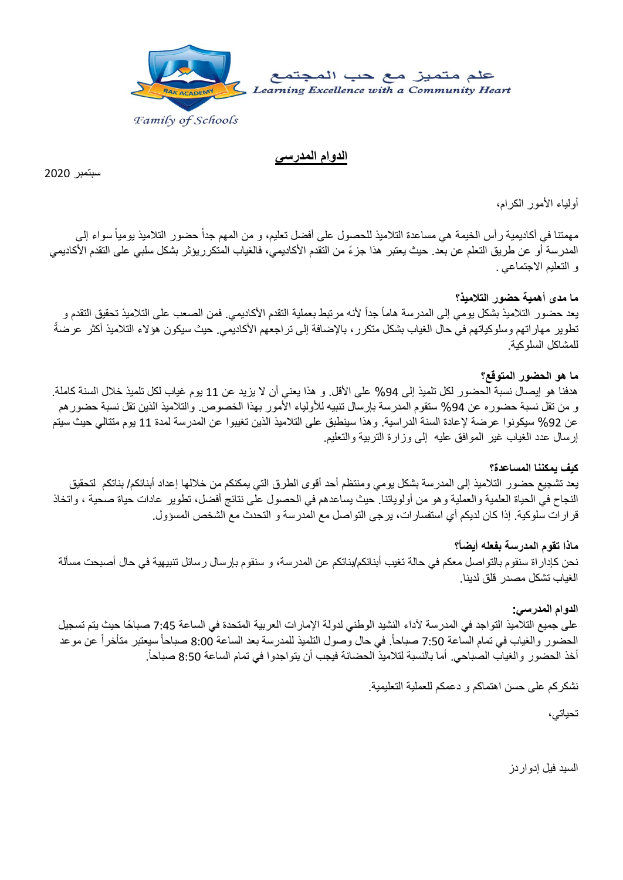علم متميز مع حب المجتمع
*Learning Excellence with a Community Heart*

RAK ACADEMY

*Family of Schools*

## الدوام المدرسي

سبتمبر 2020

أولياء الأمور الكرام،

مهمتنا في أكاديمية رأس الخيمة هي مساعدة التلاميذ للحصول على أفضل تعليم، و من المهم جداً حضور التلاميذ يومياً سواء إلى المدرسة أو عن طريق التعلم عن بعد. حيث يعتبر هذا جزءً من التقدم الأكاديمي، فالغياب المتكرريؤثر بشكل سلبي على التقدم الأكاديمي و التعليم الاجتماعي .

**ما مدى أهمية حضور التلاميذ؟**

يعد حضور التلاميذ بشكل يومي إلى المدرسة هاماً جداً لأنه مرتبط بعملية التقدم الأكاديمي. فمن الصعب على التلاميذ تحقيق التقدم و تطوير مهاراتهم وسلوكياتهم في حال الغياب بشكل متكرر، بالإضافة إلى تراجعهم الأكاديمي. حيث سيكون هؤلاء التلاميذ أكثر عرضةً للمشاكل السلوكية.

**ما هو الحضور المتوقع؟**

هدفنا هو إيصال نسبة الحضور لكل تلميذ إلى 94% على الأقل. و هذا يعني أن لا يزيد عن 11 يوم غياب لكل تلميذ خلال السنة كاملة. و من تقل نسبة حضوره عن 94% ستقوم المدرسة بارسال تنبيه للأولياء الأمور بهذا الخصوص. والتلاميذ الذين تقل نسبة حضورهم عن 92% سيكونوا عرضة لإعادة السنة الدراسية. وهذا سينطبق على التلاميذ الذين تغيبوا عن المدرسة لمدة 11 يوم متتالي حيث سيتم إرسال عدد الغياب غير الموافق عليه إلى وزارة التربية والتعليم.

**كيف يمكننا المساعدة؟**

يعد تشجيع حضور التلاميذ إلى المدرسة بشكل يومي ومنتظم أحد أقوى الطرق التي يمكنكم من خلالها إعداد أبنائكم/ بناتكم لتحقيق النجاح في الحياة العلمية والعملية وهو من أولوياتنا. حيث يساعدهم في الحصول على نتائج أفضل، تطوير عادات حياة صحية ، واتخاذ قرارات سلوكية. إذا كان لديكم أي استفسارات، يرجى التواصل مع المدرسة و التحدث مع الشخص المسؤول.

**ماذا تقوم المدرسة بفعله أيضاً؟**

نحن كإدارة سنقوم بالتواصل معكم في حالة تغيب أبنائكم/بناتكم عن المدرسة، و سنقوم بارسال رسائل تنبيهية في حال أصبحت مسألة الغياب تشكل مصدر قلق لدينا.

**الدوام المدرسي:**

على جميع التلاميذ التواجد في المدرسة لأداء النشيد الوطني لدولة الإمارات العربية المتحدة في الساعة 7:45 صباحًا حيث يتم تسجيل الحضور والغياب في تمام الساعة 7:50 صباحاً. في حال وصول التلميذ للمدرسة بعد الساعة 8:00 صباحاً سيعتبر متأخراً عن موعد أخذ الحضور والغياب الصباحي. أما بالنسبة لتلاميذ الحضانة فيجب أن يتواجدوا في تمام الساعة 8:50 صباحاً.

نشكركم على حسن اهتماكم و دعمكم للعملية التعليمية.

تحياتي،

السيد فيل إدواردز